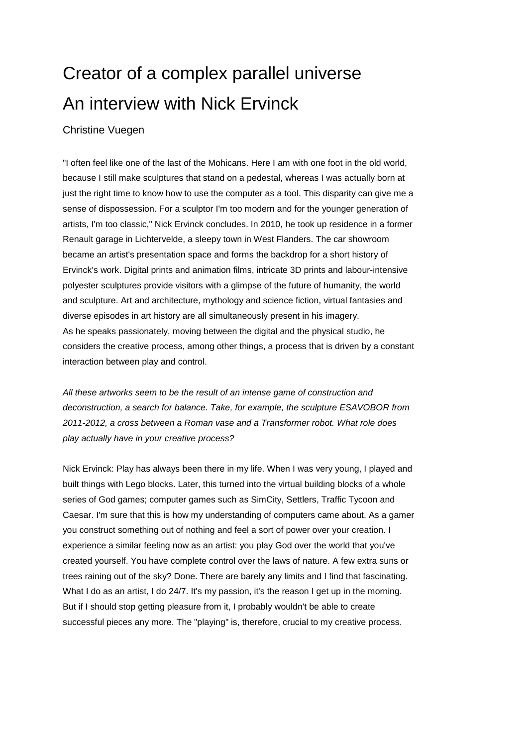# Creator of a complex parallel universe

# An interview with Nick Ervinck

Christine Vuegen

"I often feel like one of the last of the Mohicans. Here I am with one foot in the old world, because I still make sculptures that stand on a pedestal, whereas I was actually born at just the right time to know how to use the computer as a tool. This disparity can give me a sense of dispossession. For a sculptor I'm too modern and for the younger generation of artists, I'm too classic," Nick Ervinck concludes. In 2010, he took up residence in a former Renault garage in Lichtervelde, a sleepy town in West Flanders. The car showroom became an artist's presentation space and forms the backdrop for a short history of Ervinck's work. Digital prints and animation films, intricate 3D prints and labour-intensive polyester sculptures provide visitors with a glimpse of the future of humanity, the world and sculpture. Art and architecture, mythology and science fiction, virtual fantasies and diverse episodes in art history are all simultaneously present in his imagery.
As he speaks passionately, moving between the digital and the physical studio, he considers the creative process, among other things, a process that is driven by a constant interaction between play and control.

*All these artworks seem to be the result of an intense game of construction and deconstruction, a search for balance. Take, for example, the sculpture ESAVOBOR from 2011-2012, a cross between a Roman vase and a Transformer robot. What role does play actually have in your creative process?*

Nick Ervinck: Play has always been there in my life. When I was very young, I played and built things with Lego blocks. Later, this turned into the virtual building blocks of a whole series of God games; computer games such as SimCity, Settlers, Traffic Tycoon and Caesar. I'm sure that this is how my understanding of computers came about. As a gamer you construct something out of nothing and feel a sort of power over your creation. I experience a similar feeling now as an artist: you play God over the world that you've created yourself. You have complete control over the laws of nature. A few extra suns or trees raining out of the sky? Done. There are barely any limits and I find that fascinating. What I do as an artist, I do 24/7. It's my passion, it's the reason I get up in the morning. But if I should stop getting pleasure from it, I probably wouldn't be able to create successful pieces any more. The "playing" is, therefore, crucial to my creative process.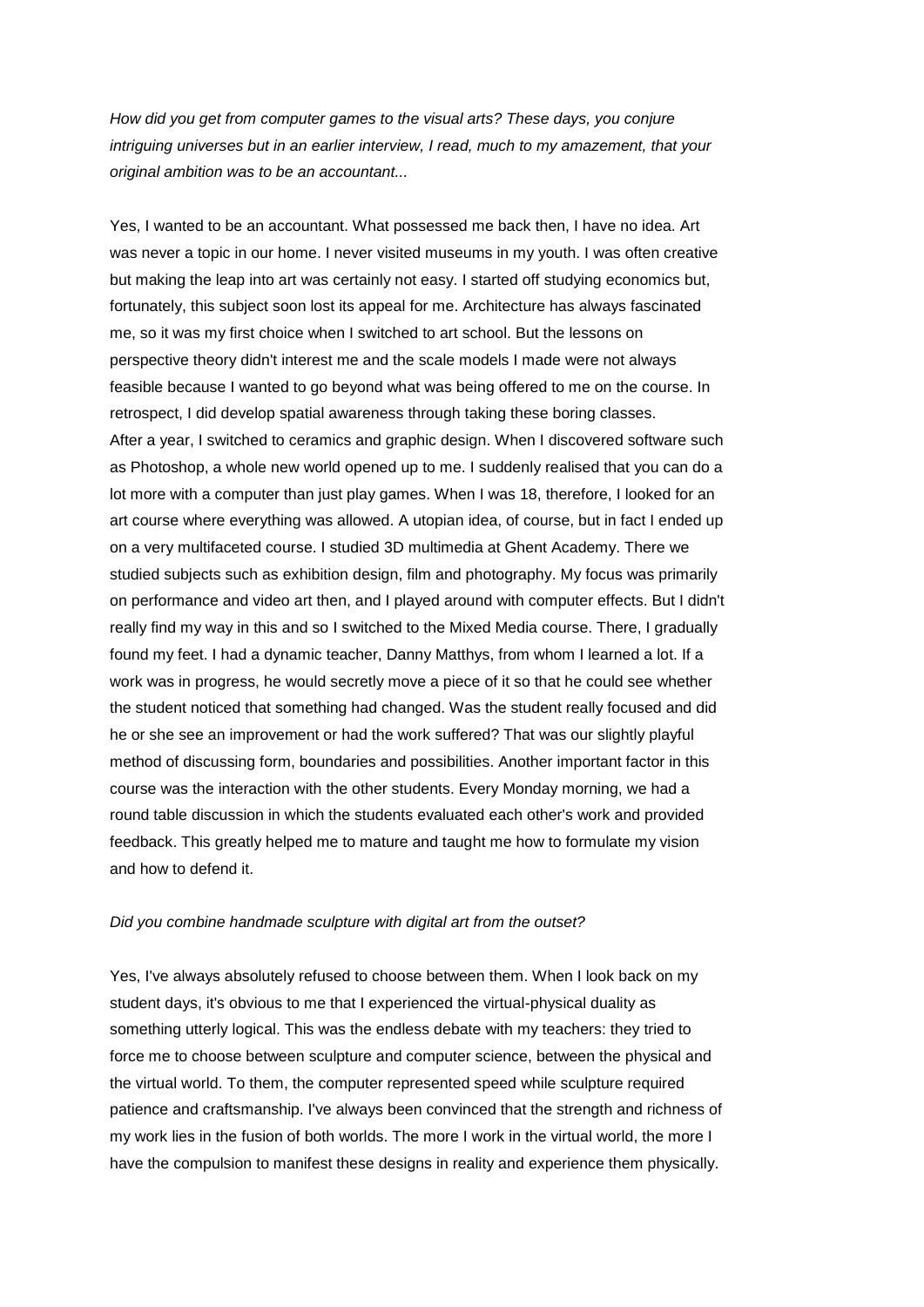*How did you get from computer games to the visual arts? These days, you conjure intriguing universes but in an earlier interview, I read, much to my amazement, that your original ambition was to be an accountant...*

Yes, I wanted to be an accountant. What possessed me back then, I have no idea. Art was never a topic in our home. I never visited museums in my youth. I was often creative but making the leap into art was certainly not easy. I started off studying economics but, fortunately, this subject soon lost its appeal for me. Architecture has always fascinated me, so it was my first choice when I switched to art school. But the lessons on perspective theory didn't interest me and the scale models I made were not always feasible because I wanted to go beyond what was being offered to me on the course. In retrospect, I did develop spatial awareness through taking these boring classes.
After a year, I switched to ceramics and graphic design. When I discovered software such as Photoshop, a whole new world opened up to me. I suddenly realised that you can do a lot more with a computer than just play games. When I was 18, therefore, I looked for an art course where everything was allowed. A utopian idea, of course, but in fact I ended up on a very multifaceted course. I studied 3D multimedia at Ghent Academy. There we studied subjects such as exhibition design, film and photography. My focus was primarily on performance and video art then, and I played around with computer effects. But I didn't really find my way in this and so I switched to the Mixed Media course. There, I gradually found my feet. I had a dynamic teacher, Danny Matthys, from whom I learned a lot. If a work was in progress, he would secretly move a piece of it so that he could see whether the student noticed that something had changed. Was the student really focused and did he or she see an improvement or had the work suffered? That was our slightly playful method of discussing form, boundaries and possibilities. Another important factor in this course was the interaction with the other students. Every Monday morning, we had a round table discussion in which the students evaluated each other's work and provided feedback. This greatly helped me to mature and taught me how to formulate my vision and how to defend it.

*Did you combine handmade sculpture with digital art from the outset?*

Yes, I've always absolutely refused to choose between them. When I look back on my student days, it's obvious to me that I experienced the virtual-physical duality as something utterly logical. This was the endless debate with my teachers: they tried to force me to choose between sculpture and computer science, between the physical and the virtual world. To them, the computer represented speed while sculpture required patience and craftsmanship. I've always been convinced that the strength and richness of my work lies in the fusion of both worlds. The more I work in the virtual world, the more I have the compulsion to manifest these designs in reality and experience them physically.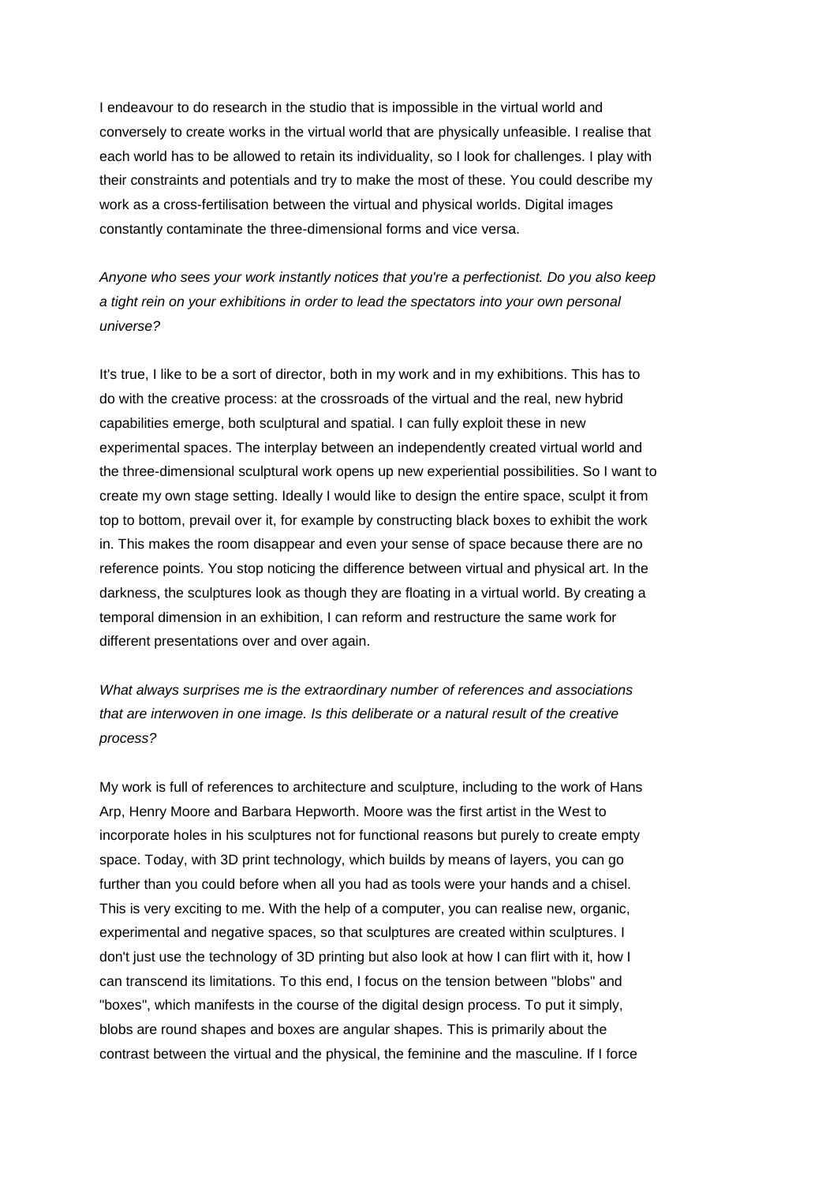I endeavour to do research in the studio that is impossible in the virtual world and conversely to create works in the virtual world that are physically unfeasible. I realise that each world has to be allowed to retain its individuality, so I look for challenges. I play with their constraints and potentials and try to make the most of these. You could describe my work as a cross-fertilisation between the virtual and physical worlds. Digital images constantly contaminate the three-dimensional forms and vice versa.

*Anyone who sees your work instantly notices that you're a perfectionist. Do you also keep a tight rein on your exhibitions in order to lead the spectators into your own personal universe?*

It's true, I like to be a sort of director, both in my work and in my exhibitions. This has to do with the creative process: at the crossroads of the virtual and the real, new hybrid capabilities emerge, both sculptural and spatial. I can fully exploit these in new experimental spaces. The interplay between an independently created virtual world and the three-dimensional sculptural work opens up new experiential possibilities. So I want to create my own stage setting. Ideally I would like to design the entire space, sculpt it from top to bottom, prevail over it, for example by constructing black boxes to exhibit the work in. This makes the room disappear and even your sense of space because there are no reference points. You stop noticing the difference between virtual and physical art. In the darkness, the sculptures look as though they are floating in a virtual world. By creating a temporal dimension in an exhibition, I can reform and restructure the same work for different presentations over and over again.

*What always surprises me is the extraordinary number of references and associations that are interwoven in one image. Is this deliberate or a natural result of the creative process?*

My work is full of references to architecture and sculpture, including to the work of Hans Arp, Henry Moore and Barbara Hepworth. Moore was the first artist in the West to incorporate holes in his sculptures not for functional reasons but purely to create empty space. Today, with 3D print technology, which builds by means of layers, you can go further than you could before when all you had as tools were your hands and a chisel. This is very exciting to me. With the help of a computer, you can realise new, organic, experimental and negative spaces, so that sculptures are created within sculptures. I don't just use the technology of 3D printing but also look at how I can flirt with it, how I can transcend its limitations. To this end, I focus on the tension between "blobs" and "boxes", which manifests in the course of the digital design process. To put it simply, blobs are round shapes and boxes are angular shapes. This is primarily about the contrast between the virtual and the physical, the feminine and the masculine. If I force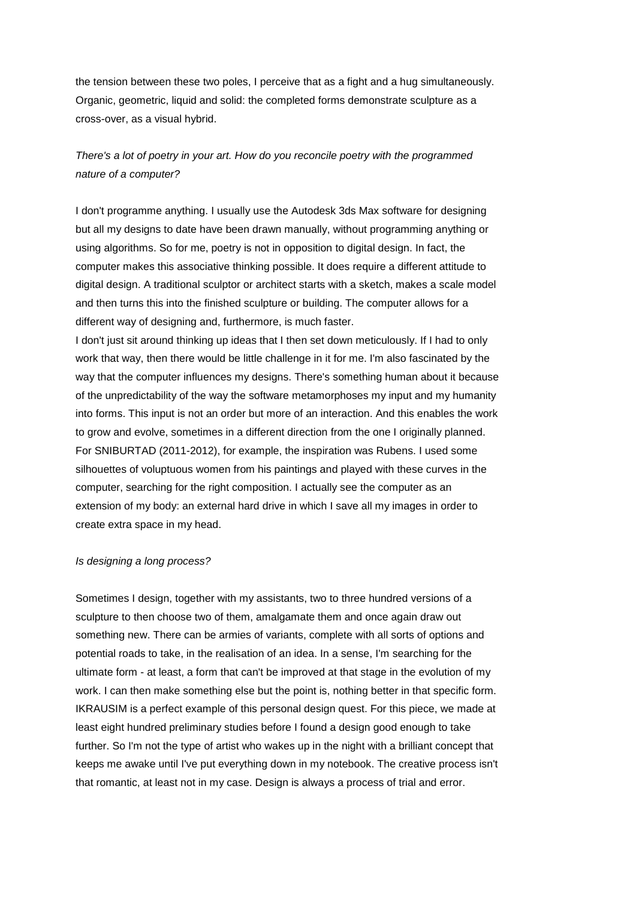the tension between these two poles, I perceive that as a fight and a hug simultaneously. Organic, geometric, liquid and solid: the completed forms demonstrate sculpture as a cross-over, as a visual hybrid.

*There's a lot of poetry in your art. How do you reconcile poetry with the programmed nature of a computer?*

I don't programme anything. I usually use the Autodesk 3ds Max software for designing but all my designs to date have been drawn manually, without programming anything or using algorithms. So for me, poetry is not in opposition to digital design. In fact, the computer makes this associative thinking possible. It does require a different attitude to digital design. A traditional sculptor or architect starts with a sketch, makes a scale model and then turns this into the finished sculpture or building. The computer allows for a different way of designing and, furthermore, is much faster.
I don't just sit around thinking up ideas that I then set down meticulously. If I had to only work that way, then there would be little challenge in it for me. I'm also fascinated by the way that the computer influences my designs. There's something human about it because of the unpredictability of the way the software metamorphoses my input and my humanity into forms. This input is not an order but more of an interaction. And this enables the work to grow and evolve, sometimes in a different direction from the one I originally planned. For SNIBURTAD (2011-2012), for example, the inspiration was Rubens. I used some silhouettes of voluptuous women from his paintings and played with these curves in the computer, searching for the right composition. I actually see the computer as an extension of my body: an external hard drive in which I save all my images in order to create extra space in my head.

*Is designing a long process?*

Sometimes I design, together with my assistants, two to three hundred versions of a sculpture to then choose two of them, amalgamate them and once again draw out something new. There can be armies of variants, complete with all sorts of options and potential roads to take, in the realisation of an idea. In a sense, I'm searching for the ultimate form - at least, a form that can't be improved at that stage in the evolution of my work. I can then make something else but the point is, nothing better in that specific form. IKRAUSIM is a perfect example of this personal design quest. For this piece, we made at least eight hundred preliminary studies before I found a design good enough to take further. So I'm not the type of artist who wakes up in the night with a brilliant concept that keeps me awake until I've put everything down in my notebook. The creative process isn't that romantic, at least not in my case. Design is always a process of trial and error.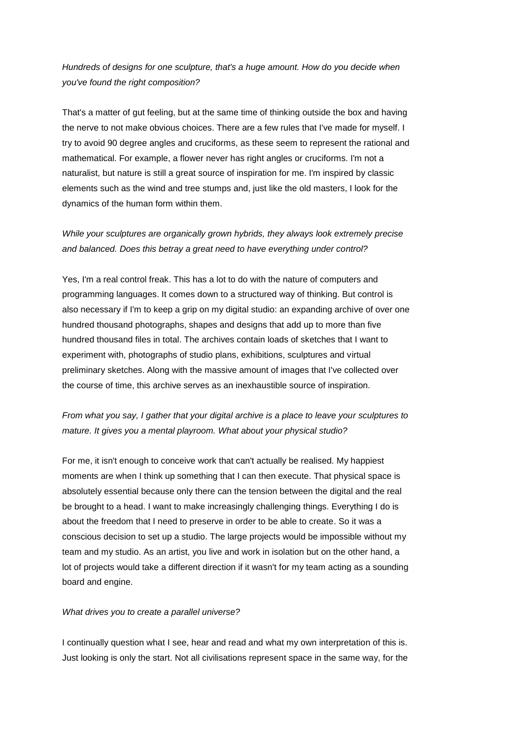*Hundreds of designs for one sculpture, that's a huge amount. How do you decide when you've found the right composition?*

That's a matter of gut feeling, but at the same time of thinking outside the box and having the nerve to not make obvious choices. There are a few rules that I've made for myself. I try to avoid 90 degree angles and cruciforms, as these seem to represent the rational and mathematical. For example, a flower never has right angles or cruciforms. I'm not a naturalist, but nature is still a great source of inspiration for me. I'm inspired by classic elements such as the wind and tree stumps and, just like the old masters, I look for the dynamics of the human form within them.

*While your sculptures are organically grown hybrids, they always look extremely precise and balanced. Does this betray a great need to have everything under control?*

Yes, I'm a real control freak. This has a lot to do with the nature of computers and programming languages. It comes down to a structured way of thinking. But control is also necessary if I'm to keep a grip on my digital studio: an expanding archive of over one hundred thousand photographs, shapes and designs that add up to more than five hundred thousand files in total. The archives contain loads of sketches that I want to experiment with, photographs of studio plans, exhibitions, sculptures and virtual preliminary sketches. Along with the massive amount of images that I've collected over the course of time, this archive serves as an inexhaustible source of inspiration.

*From what you say, I gather that your digital archive is a place to leave your sculptures to mature. It gives you a mental playroom. What about your physical studio?*

For me, it isn't enough to conceive work that can't actually be realised. My happiest moments are when I think up something that I can then execute. That physical space is absolutely essential because only there can the tension between the digital and the real be brought to a head. I want to make increasingly challenging things. Everything I do is about the freedom that I need to preserve in order to be able to create. So it was a conscious decision to set up a studio. The large projects would be impossible without my team and my studio. As an artist, you live and work in isolation but on the other hand, a lot of projects would take a different direction if it wasn't for my team acting as a sounding board and engine.

*What drives you to create a parallel universe?*

I continually question what I see, hear and read and what my own interpretation of this is. Just looking is only the start. Not all civilisations represent space in the same way, for the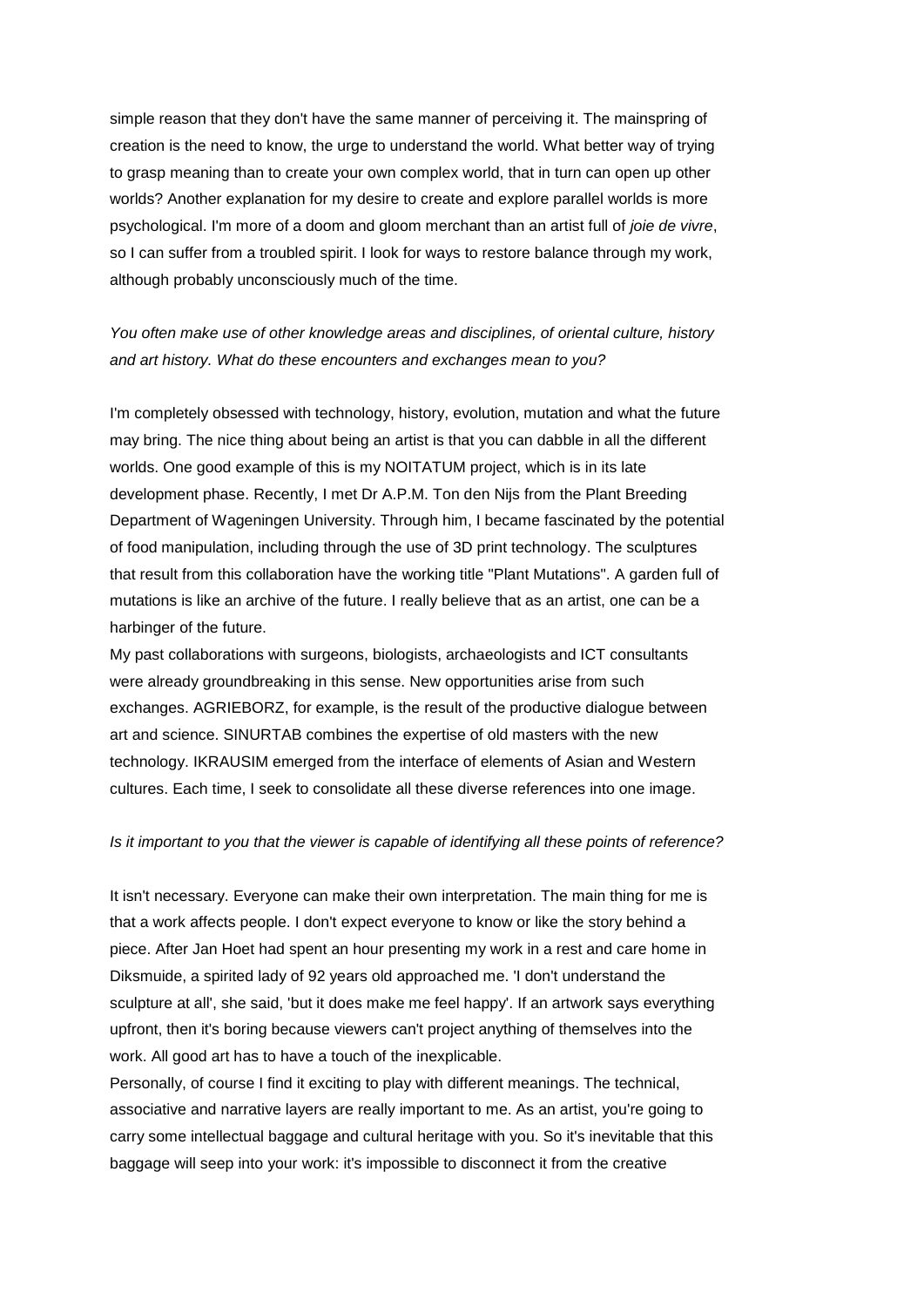simple reason that they don't have the same manner of perceiving it. The mainspring of creation is the need to know, the urge to understand the world. What better way of trying to grasp meaning than to create your own complex world, that in turn can open up other worlds? Another explanation for my desire to create and explore parallel worlds is more psychological. I'm more of a doom and gloom merchant than an artist full of *joie de vivre*, so I can suffer from a troubled spirit. I look for ways to restore balance through my work, although probably unconsciously much of the time.

*You often make use of other knowledge areas and disciplines, of oriental culture, history and art history. What do these encounters and exchanges mean to you?*

I'm completely obsessed with technology, history, evolution, mutation and what the future may bring. The nice thing about being an artist is that you can dabble in all the different worlds. One good example of this is my NOITATUM project, which is in its late development phase. Recently, I met Dr A.P.M. Ton den Nijs from the Plant Breeding Department of Wageningen University. Through him, I became fascinated by the potential of food manipulation, including through the use of 3D print technology. The sculptures that result from this collaboration have the working title "Plant Mutations". A garden full of mutations is like an archive of the future. I really believe that as an artist, one can be a harbinger of the future.

My past collaborations with surgeons, biologists, archaeologists and ICT consultants were already groundbreaking in this sense. New opportunities arise from such exchanges. AGRIEBORZ, for example, is the result of the productive dialogue between art and science. SINURTAB combines the expertise of old masters with the new technology. IKRAUSIM emerged from the interface of elements of Asian and Western cultures. Each time, I seek to consolidate all these diverse references into one image.

*Is it important to you that the viewer is capable of identifying all these points of reference?*

It isn't necessary. Everyone can make their own interpretation. The main thing for me is that a work affects people. I don't expect everyone to know or like the story behind a piece. After Jan Hoet had spent an hour presenting my work in a rest and care home in Diksmuide, a spirited lady of 92 years old approached me. 'I don't understand the sculpture at all', she said, 'but it does make me feel happy'. If an artwork says everything upfront, then it's boring because viewers can't project anything of themselves into the work. All good art has to have a touch of the inexplicable.

Personally, of course I find it exciting to play with different meanings. The technical, associative and narrative layers are really important to me. As an artist, you're going to carry some intellectual baggage and cultural heritage with you. So it's inevitable that this baggage will seep into your work: it's impossible to disconnect it from the creative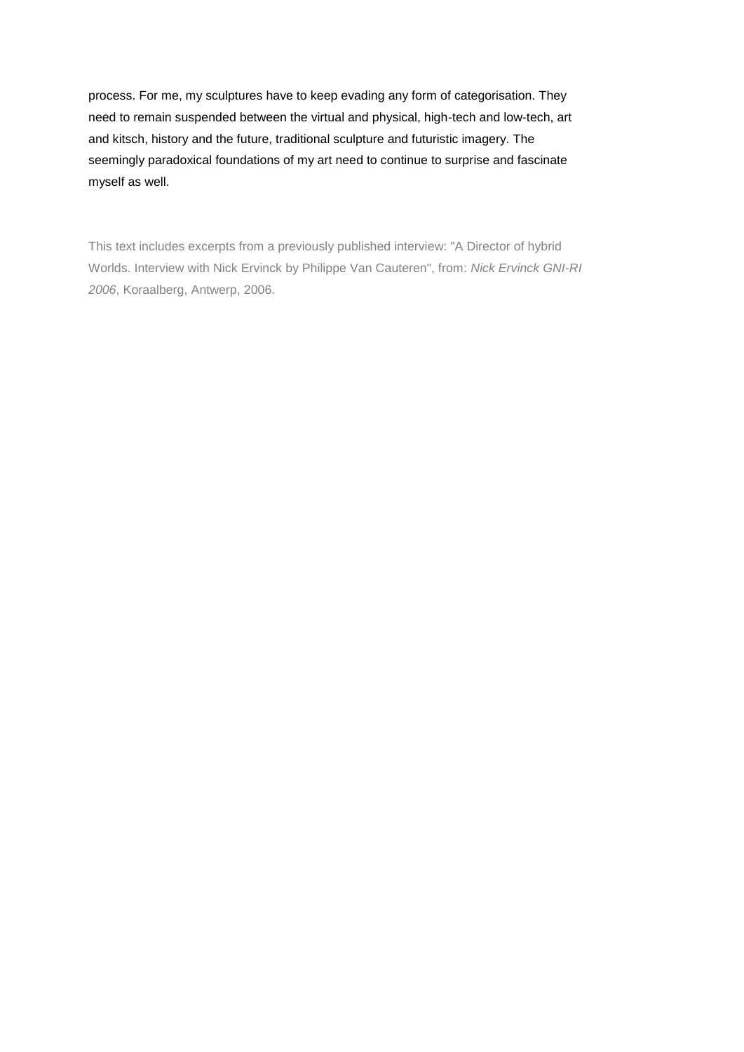process. For me, my sculptures have to keep evading any form of categorisation. They need to remain suspended between the virtual and physical, high-tech and low-tech, art and kitsch, history and the future, traditional sculpture and futuristic imagery. The seemingly paradoxical foundations of my art need to continue to surprise and fascinate myself as well.

This text includes excerpts from a previously published interview: "A Director of hybrid Worlds. Interview with Nick Ervinck by Philippe Van Cauteren", from: *Nick Ervinck GNI-RI 2006*, Koraalberg, Antwerp, 2006.